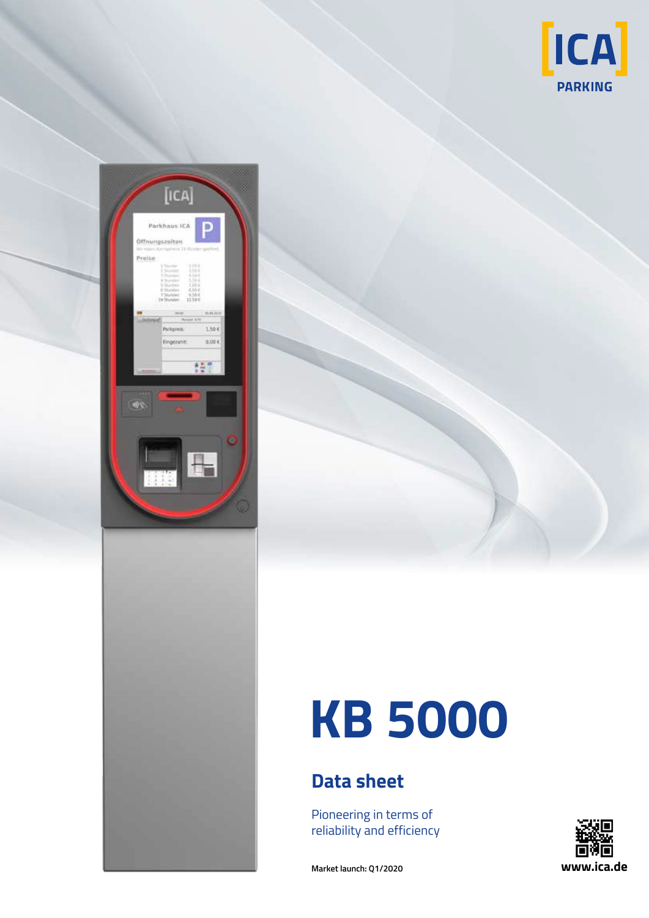# KB 5000

## Data sheet

Pioneering in terms of reliability and efficiency

Market launch: Q1/2020

www.ica.de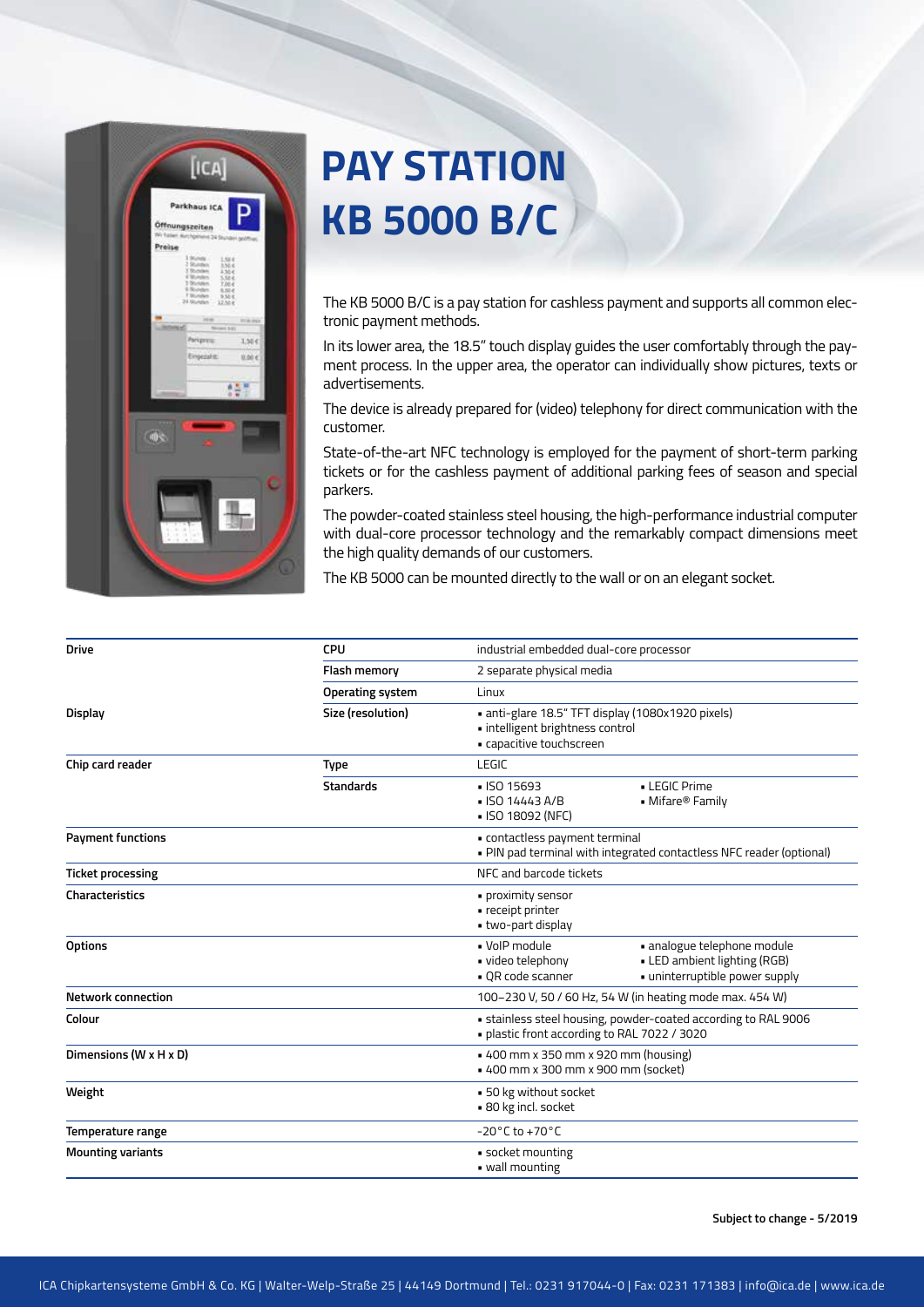# PAY STATION KB 5000 B/C

The KB 5000 B/C is a pay station for cashless payment and supports all common electronic payment methods.

In its lower area, the 18.5" touch display guides the user comfortably through the payment process. In the upper area, the operator can individually show pictures, texts or advertisements.

The device is already prepared for (video) telephony for direct communication with the customer.

State-of-the-art NFC technology is employed for the payment of short-term parking tickets or for the cashless payment of additional parking fees of season and special parkers.

The powder-coated stainless steel housing, the high-performance industrial computer with dual-core processor technology and the remarkably compact dimensions meet the high quality demands of our customers.

The KB 5000 can be mounted directly to the wall or on an elegant socket.

| | | | |
|---|---|---|---|
| **Drive** | **CPU** | industrial embedded dual-core processor | |
| | **Flash memory** | 2 separate physical media | |
| | **Operating system** | Linux | |
| **Display** | **Size (resolution)** | ▪ anti-glare 18.5" TFT display (1080x1920 pixels)<br>▪ intelligent brightness control<br>▪ capacitive touchscreen | |
| **Chip card reader** | **Type** | LEGIC | |
| | **Standards** | ▪ ISO 15693<br>▪ ISO 14443 A/B<br>▪ ISO 18092 (NFC) | ▪ LEGIC Prime<br>▪ Mifare® Family |
| **Payment functions** | | ▪ contactless payment terminal<br>▪ PIN pad terminal with integrated contactless NFC reader (optional) | |
| **Ticket processing** | | NFC and barcode tickets | |
| **Characteristics** | | ▪ proximity sensor<br>▪ receipt printer<br>▪ two-part display | |
| **Options** | | ▪ VoIP module<br>▪ video telephony<br>▪ QR code scanner | ▪ analogue telephone module<br>▪ LED ambient lighting (RGB)<br>▪ uninterruptible power supply |
| **Network connection** | | 100–230 V, 50 / 60 Hz, 54 W (in heating mode max. 454 W) | |
| **Colour** | | ▪ stainless steel housing, powder-coated according to RAL 9006<br>▪ plastic front according to RAL 7022 / 3020 | |
| **Dimensions (W x H x D)** | | ▪ 400 mm x 350 mm x 920 mm (housing)<br>▪ 400 mm x 300 mm x 900 mm (socket) | |
| **Weight** | | ▪ 50 kg without socket<br>▪ 80 kg incl. socket | |
| **Temperature range** | | -20°C to +70°C | |
| **Mounting variants** | | ▪ socket mounting<br>▪ wall mounting | |

**Subject to change - 5/2019**

ICA Chipkartensysteme GmbH & Co. KG | Walter-Welp-Straße 25 | 44149 Dortmund | Tel.: 0231 917044-0 | Fax: 0231 171383 | info@ica.de | www.ica.de